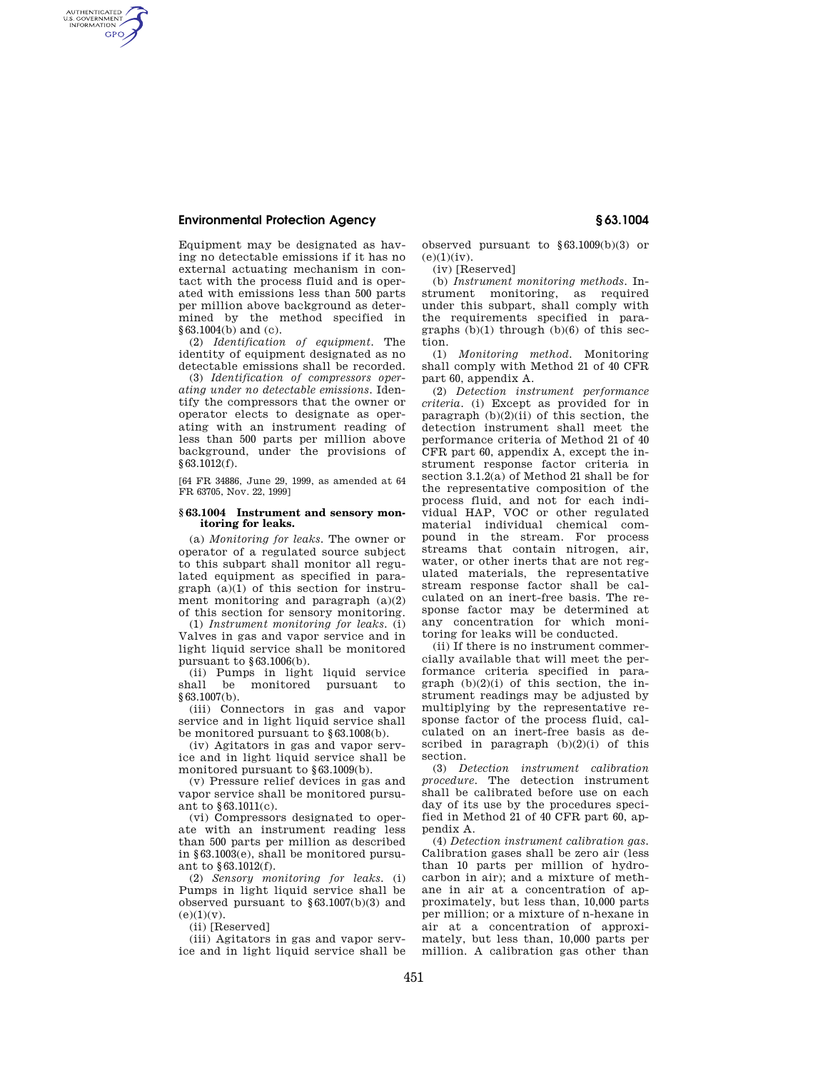Equipment may be designated as having no detectable emissions if it has no external actuating mechanism in contact with the process fluid and is operated with emissions less than 500 parts per million above background as determined by the method specified in §63.1004(b) and (c).

(2) *Identification of equipment.* The identity of equipment designated as no detectable emissions shall be recorded.

(3) *Identification of compressors operating under no detectable emissions.* Identify the compressors that the owner or operator elects to designate as operating with an instrument reading of less than 500 parts per million above background, under the provisions of §63.1012(f).

[64 FR 34886, June 29, 1999, as amended at 64 FR 63705, Nov. 22, 1999]

## §63.1004 Instrument and sensory monitoring for leaks.

(a) *Monitoring for leaks.* The owner or operator of a regulated source subject to this subpart shall monitor all regulated equipment as specified in paragraph (a)(1) of this section for instrument monitoring and paragraph (a)(2) of this section for sensory monitoring.

(1) *Instrument monitoring for leaks.* (i) Valves in gas and vapor service and in light liquid service shall be monitored pursuant to §63.1006(b).

(ii) Pumps in light liquid service shall be monitored pursuant to §63.1007(b).

(iii) Connectors in gas and vapor service and in light liquid service shall be monitored pursuant to §63.1008(b).

(iv) Agitators in gas and vapor service and in light liquid service shall be monitored pursuant to §63.1009(b).

(v) Pressure relief devices in gas and vapor service shall be monitored pursuant to §63.1011(c).

(vi) Compressors designated to operate with an instrument reading less than 500 parts per million as described in §63.1003(e), shall be monitored pursuant to §63.1012(f).

(2) *Sensory monitoring for leaks.* (i) Pumps in light liquid service shall be observed pursuant to §63.1007(b)(3) and (e)(1)(v).

(ii) [Reserved]

(iii) Agitators in gas and vapor service and in light liquid service shall be observed pursuant to §63.1009(b)(3) or (e)(1)(iv).

(iv) [Reserved]

(b) *Instrument monitoring methods.* Instrument monitoring, as required under this subpart, shall comply with the requirements specified in paragraphs (b)(1) through (b)(6) of this section.

(1) *Monitoring method.* Monitoring shall comply with Method 21 of 40 CFR part 60, appendix A.

(2) *Detection instrument performance criteria.* (i) Except as provided for in paragraph (b)(2)(ii) of this section, the detection instrument shall meet the performance criteria of Method 21 of 40 CFR part 60, appendix A, except the instrument response factor criteria in section 3.1.2(a) of Method 21 shall be for the representative composition of the process fluid, and not for each individual HAP, VOC or other regulated material individual chemical compound in the stream. For process streams that contain nitrogen, air, water, or other inerts that are not regulated materials, the representative stream response factor shall be calculated on an inert-free basis. The response factor may be determined at any concentration for which monitoring for leaks will be conducted.

(ii) If there is no instrument commercially available that will meet the performance criteria specified in paragraph (b)(2)(i) of this section, the instrument readings may be adjusted by multiplying by the representative response factor of the process fluid, calculated on an inert-free basis as described in paragraph (b)(2)(i) of this section.

(3) *Detection instrument calibration procedure.* The detection instrument shall be calibrated before use on each day of its use by the procedures specified in Method 21 of 40 CFR part 60, appendix A.

(4) *Detection instrument calibration gas.* Calibration gases shall be zero air (less than 10 parts per million of hydrocarbon in air); and a mixture of methane in air at a concentration of approximately, but less than, 10,000 parts per million; or a mixture of n-hexane in air at a concentration of approximately, but less than, 10,000 parts per million. A calibration gas other than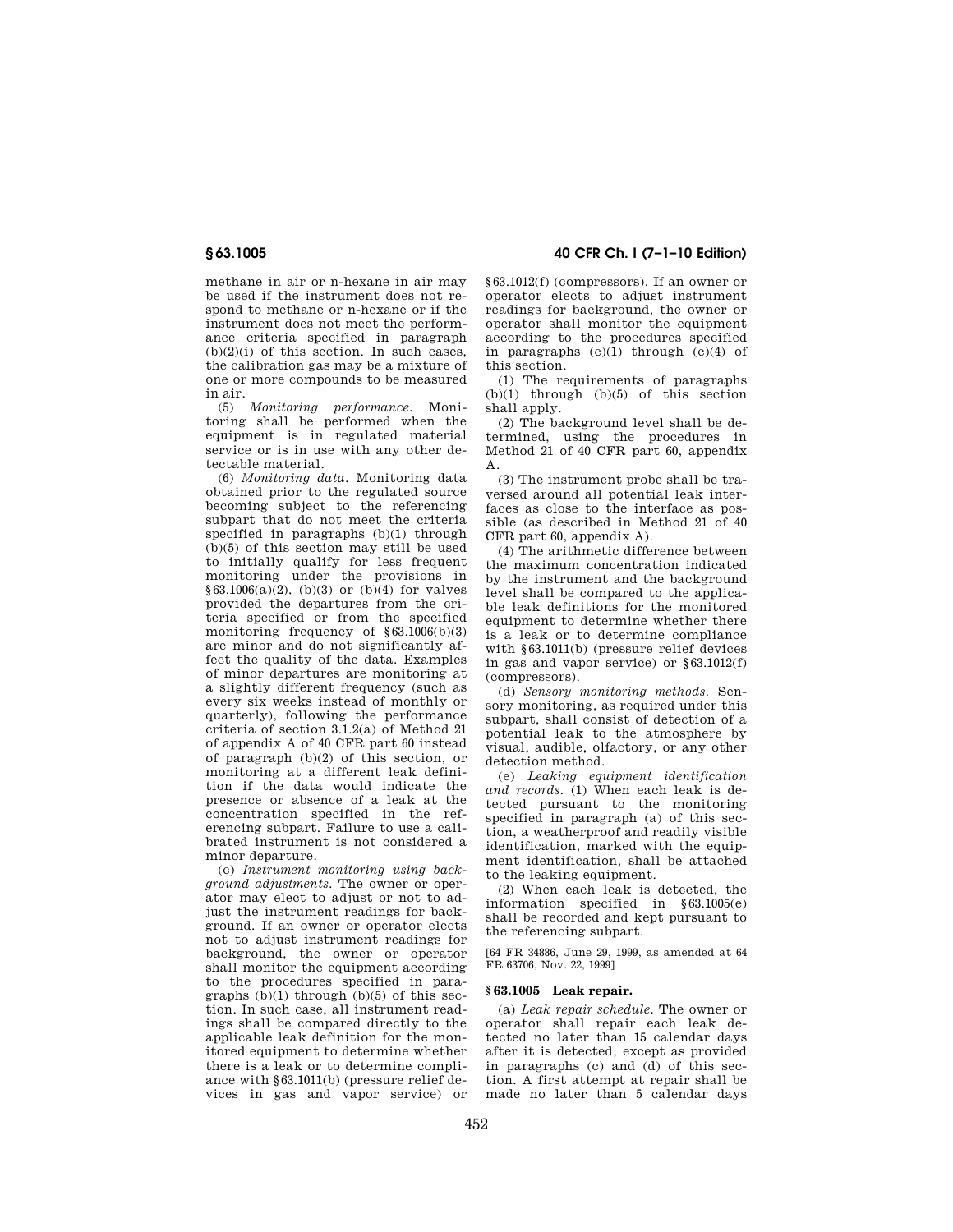methane in air or n-hexane in air may be used if the instrument does not respond to methane or n-hexane or if the instrument does not meet the performance criteria specified in paragraph (b)(2)(i) of this section. In such cases, the calibration gas may be a mixture of one or more compounds to be measured in air.

(5) *Monitoring performance.* Monitoring shall be performed when the equipment is in regulated material service or is in use with any other detectable material.

(6) *Monitoring data.* Monitoring data obtained prior to the regulated source becoming subject to the referencing subpart that do not meet the criteria specified in paragraphs (b)(1) through (b)(5) of this section may still be used to initially qualify for less frequent monitoring under the provisions in §63.1006(a)(2), (b)(3) or (b)(4) for valves provided the departures from the criteria specified or from the specified monitoring frequency of §63.1006(b)(3) are minor and do not significantly affect the quality of the data. Examples of minor departures are monitoring at a slightly different frequency (such as every six weeks instead of monthly or quarterly), following the performance criteria of section 3.1.2(a) of Method 21 of appendix A of 40 CFR part 60 instead of paragraph (b)(2) of this section, or monitoring at a different leak definition if the data would indicate the presence or absence of a leak at the concentration specified in the referencing subpart. Failure to use a calibrated instrument is not considered a minor departure.

(c) *Instrument monitoring using background adjustments.* The owner or operator may elect to adjust or not to adjust the instrument readings for background. If an owner or operator elects not to adjust instrument readings for background, the owner or operator shall monitor the equipment according to the procedures specified in paragraphs (b)(1) through (b)(5) of this section. In such case, all instrument readings shall be compared directly to the applicable leak definition for the monitored equipment to determine whether there is a leak or to determine compliance with §63.1011(b) (pressure relief devices in gas and vapor service) or §63.1012(f) (compressors). If an owner or operator elects to adjust instrument readings for background, the owner or operator shall monitor the equipment according to the procedures specified in paragraphs (c)(1) through (c)(4) of this section.

(1) The requirements of paragraphs (b)(1) through (b)(5) of this section shall apply.

(2) The background level shall be determined, using the procedures in Method 21 of 40 CFR part 60, appendix A.

(3) The instrument probe shall be traversed around all potential leak interfaces as close to the interface as possible (as described in Method 21 of 40 CFR part 60, appendix A).

(4) The arithmetic difference between the maximum concentration indicated by the instrument and the background level shall be compared to the applicable leak definitions for the monitored equipment to determine whether there is a leak or to determine compliance with §63.1011(b) (pressure relief devices in gas and vapor service) or §63.1012(f) (compressors).

(d) *Sensory monitoring methods.* Sensory monitoring, as required under this subpart, shall consist of detection of a potential leak to the atmosphere by visual, audible, olfactory, or any other detection method.

(e) *Leaking equipment identification and records.* (1) When each leak is detected pursuant to the monitoring specified in paragraph (a) of this section, a weatherproof and readily visible identification, marked with the equipment identification, shall be attached to the leaking equipment.

(2) When each leak is detected, the information specified in §63.1005(e) shall be recorded and kept pursuant to the referencing subpart.

[64 FR 34886, June 29, 1999, as amended at 64 FR 63706, Nov. 22, 1999]

## §63.1005 Leak repair.

(a) *Leak repair schedule.* The owner or operator shall repair each leak detected no later than 15 calendar days after it is detected, except as provided in paragraphs (c) and (d) of this section. A first attempt at repair shall be made no later than 5 calendar days